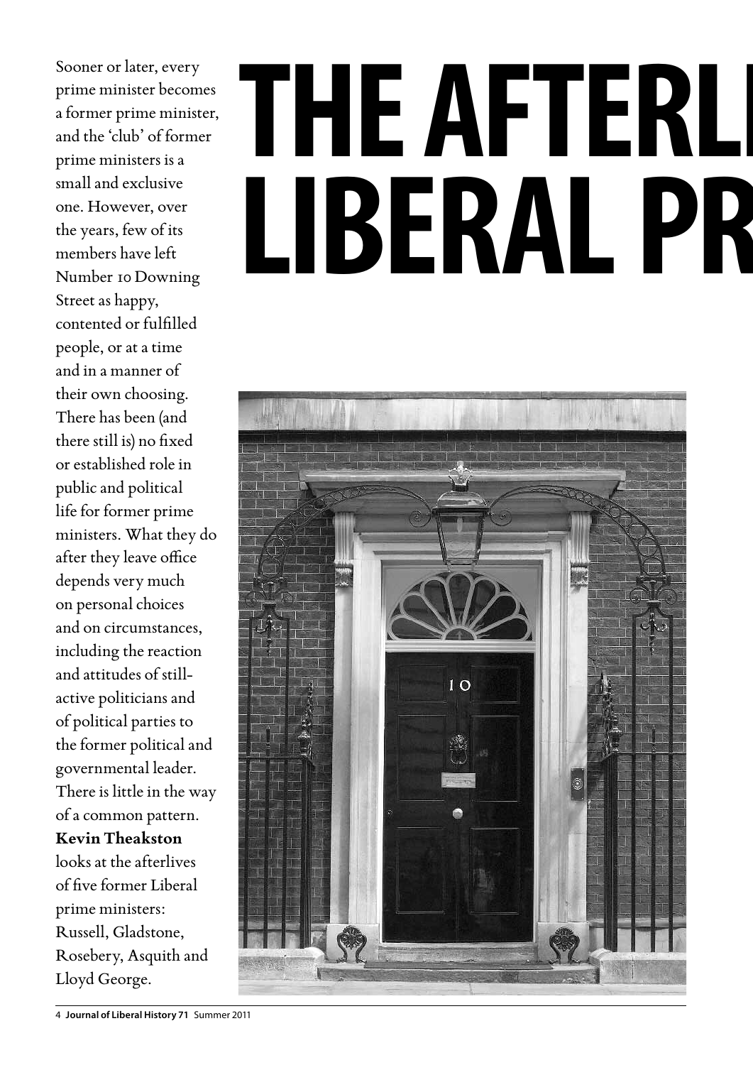# THE AFTERLI LIBERAL PR

Sooner or later, every prime minister becomes a former prime minister, and the 'club' of former prime ministers is a small and exclusive one. However, over the years, few of its members have left Number 10 Downing Street as happy, contented or fulfilled people, or at a time and in a manner of their own choosing. There has been (and there still is) no fixed or established role in public and political life for former prime ministers. What they do after they leave office depends very much on personal choices and on circumstances, including the reaction and attitudes of still-active politicians and of political parties to the former political and governmental leader. There is little in the way of a common pattern. **Kevin Theakston** looks at the afterlives of five former Liberal prime ministers: Russell, Gladstone, Rosebery, Asquith and Lloyd George.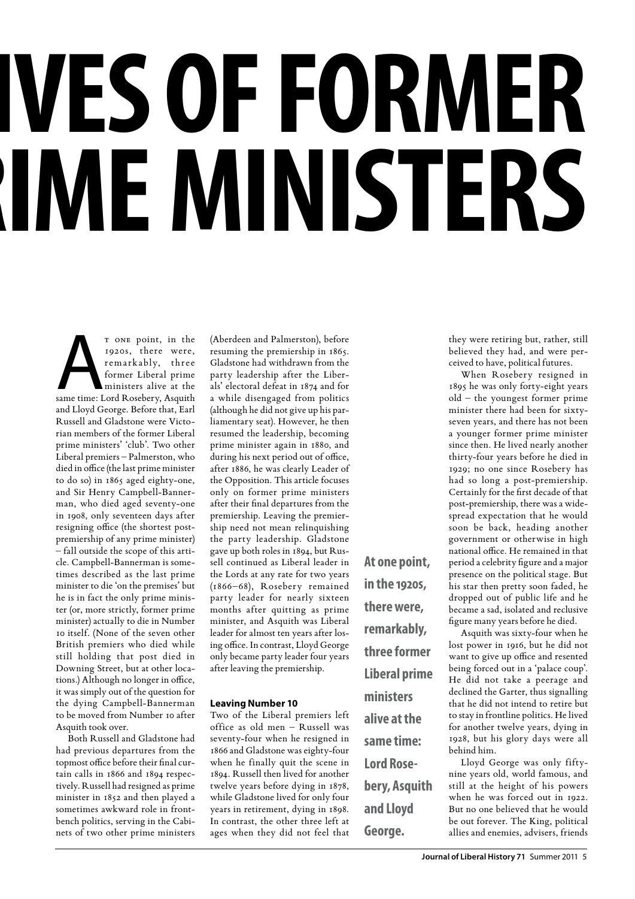# IVES OF FORMER RIME MINISTERS

At one point, in the 1920s, there were, remarkably, three former Liberal prime ministers alive at the same time: Lord Rosebery, Asquith and Lloyd George. Before that, Earl Russell and Gladstone were Victorian members of the former Liberal prime ministers' 'club'. Two other Liberal premiers – Palmerston, who died in office (the last prime minister to do so) in 1865 aged eighty-one, and Sir Henry Campbell-Bannerman, who died aged seventy-one in 1908, only seventeen days after resigning office (the shortest post-premiership of any prime minister) – fall outside the scope of this article. Campbell-Bannerman is sometimes described as the last prime minister to die 'on the premises' but he is in fact the only prime minister (or, more strictly, former prime minister) actually to die in Number 10 itself. (None of the seven other British premiers who died while still holding that post died in Downing Street, but at other locations.) Although no longer in office, it was simply out of the question for the dying Campbell-Bannerman to be moved from Number 10 after Asquith took over.

Both Russell and Gladstone had had previous departures from the topmost office before their final curtain calls in 1866 and 1894 respectively. Russell had resigned as prime minister in 1852 and then played a sometimes awkward role in front-bench politics, serving in the Cabinets of two other prime ministers (Aberdeen and Palmerston), before resuming the premiership in 1865. Gladstone had withdrawn from the party leadership after the Liberals' electoral defeat in 1874 and for a while disengaged from politics (although he did not give up his parliamentary seat). However, he then resumed the leadership, becoming prime minister again in 1880, and during his next period out of office, after 1886, he was clearly Leader of the Opposition. This article focuses only on former prime ministers after their final departures from the premiership. Leaving the premiership need not mean relinquishing the party leadership. Gladstone gave up both roles in 1894, but Russell continued as Liberal leader in the Lords at any rate for two years (1866–68), Rosebery remained party leader for nearly sixteen months after quitting as prime minister, and Asquith was Liberal leader for almost ten years after losing office. In contrast, Lloyd George only became party leader four years after leaving the premiership.

## Leaving Number 10

Two of the Liberal premiers left office as old men – Russell was seventy-four when he resigned in 1866 and Gladstone was eighty-four when he finally quit the scene in 1894. Russell then lived for another twelve years before dying in 1878, while Gladstone lived for only four years in retirement, dying in 1898. In contrast, the other three left at ages when they did not feel that they were retiring but, rather, still believed they had, and were perceived to have, political futures.

When Rosebery resigned in 1895 he was only forty-eight years old – the youngest former prime minister there had been for sixty-seven years, and there has not been a younger former prime minister since then. He lived nearly another thirty-four years before he died in 1929; no one since Rosebery has had so long a post-premiership. Certainly for the first decade of that post-premiership, there was a widespread expectation that he would soon be back, heading another government or otherwise in high national office. He remained in that period a celebrity figure and a major presence on the political stage. But his star then pretty soon faded, he dropped out of public life and he became a sad, isolated and reclusive figure many years before he died.

Asquith was sixty-four when he lost power in 1916, but he did not want to give up office and resented being forced out in a 'palace coup'. He did not take a peerage and declined the Garter, thus signalling that he did not intend to retire but to stay in frontline politics. He lived for another twelve years, dying in 1928, but his glory days were all behind him.

Lloyd George was only fifty-nine years old, world famous, and still at the height of his powers when he was forced out in 1922. But no one believed that he would be out forever. The King, political allies and enemies, advisers, friends

**At one point, in the 1920s, there were, remarkably, three former Liberal prime ministers alive at the same time: Lord Rosebery, Asquith and Lloyd George.**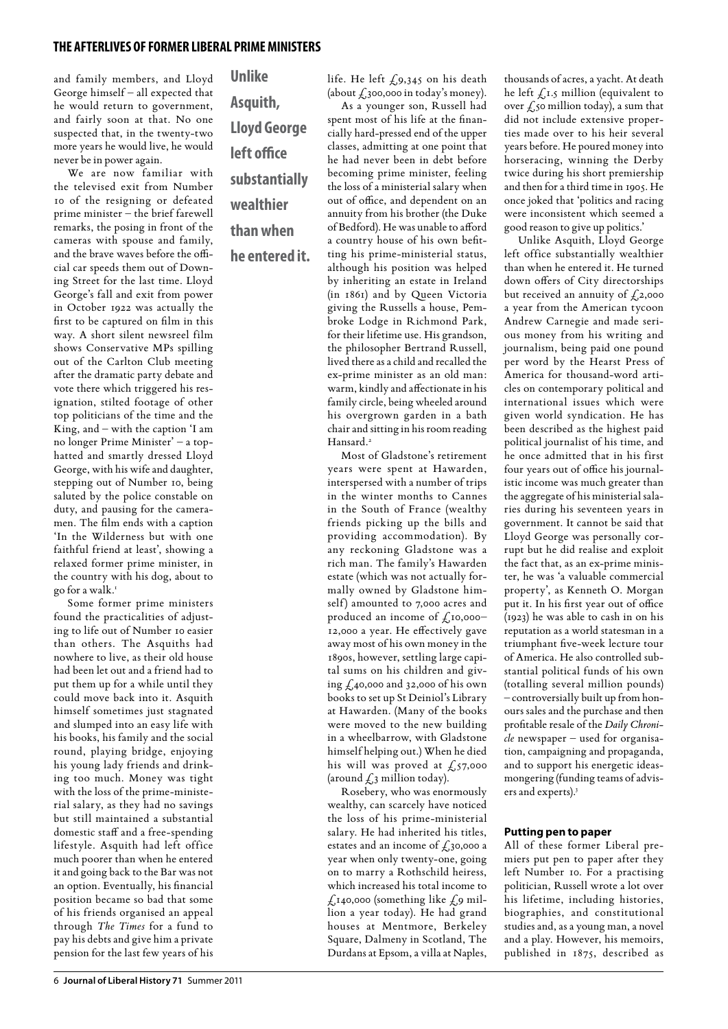and family members, and Lloyd George himself – all expected that he would return to government, and fairly soon at that. No one suspected that, in the twenty-two more years he would live, he would never be in power again.

We are now familiar with the televised exit from Number 10 of the resigning or defeated prime minister – the brief farewell remarks, the posing in front of the cameras with spouse and family, and the brave waves before the official car speeds them out of Downing Street for the last time. Lloyd George's fall and exit from power in October 1922 was actually the first to be captured on film in this way. A short silent newsreel film shows Conservative MPs spilling out of the Carlton Club meeting after the dramatic party debate and vote there which triggered his resignation, stilted footage of other top politicians of the time and the King, and – with the caption 'I am no longer Prime Minister' – a top-hatted and smartly dressed Lloyd George, with his wife and daughter, stepping out of Number 10, being saluted by the police constable on duty, and pausing for the cameramen. The film ends with a caption 'In the Wilderness but with one faithful friend at least', showing a relaxed former prime minister, in the country with his dog, about to go for a walk.[1]

Some former prime ministers found the practicalities of adjusting to life out of Number 10 easier than others. The Asquiths had nowhere to live, as their old house had been let out and a friend had to put them up for a while until they could move back into it. Asquith himself sometimes just stagnated and slumped into an easy life with his books, his family and the social round, playing bridge, enjoying his young lady friends and drinking too much. Money was tight with the loss of the prime-ministerial salary, as they had no savings but still maintained a substantial domestic staff and a free-spending lifestyle. Asquith had left office much poorer than when he entered it and going back to the Bar was not an option. Eventually, his financial position became so bad that some of his friends organised an appeal through *The Times* for a fund to pay his debts and give him a private pension for the last few years of his life. He left £9,345 on his death (about £300,000 in today's money).

**Unlike Asquith, Lloyd George left office substantially wealthier than when he entered it.**

As a younger son, Russell had spent most of his life at the financially hard-pressed end of the upper classes, admitting at one point that he had never been in debt before becoming prime minister, feeling the loss of a ministerial salary when out of office, and dependent on an annuity from his brother (the Duke of Bedford). He was unable to afford a country house of his own befitting his prime-ministerial status, although his position was helped by inheriting an estate in Ireland (in 1861) and by Queen Victoria giving the Russells a house, Pembroke Lodge in Richmond Park, for their lifetime use. His grandson, the philosopher Bertrand Russell, lived there as a child and recalled the ex-prime minister as an old man: warm, kindly and affectionate in his family circle, being wheeled around his overgrown garden in a bath chair and sitting in his room reading Hansard.[2]

Most of Gladstone's retirement years were spent at Hawarden, interspersed with a number of trips in the winter months to Cannes in the South of France (wealthy friends picking up the bills and providing accommodation). By any reckoning Gladstone was a rich man. The family's Hawarden estate (which was not actually formally owned by Gladstone himself) amounted to 7,000 acres and produced an income of £10,000–12,000 a year. He effectively gave away most of his own money in the 1890s, however, settling large capital sums on his children and giving £40,000 and 32,000 of his own books to set up St Deiniol's Library at Hawarden. (Many of the books were moved to the new building in a wheelbarrow, with Gladstone himself helping out.) When he died his will was proved at £57,000 (around £3 million today).

Rosebery, who was enormously wealthy, can scarcely have noticed the loss of his prime-ministerial salary. He had inherited his titles, estates and an income of £30,000 a year when only twenty-one, going on to marry a Rothschild heiress, which increased his total income to £140,000 (something like £9 million a year today). He had grand houses at Mentmore, Berkeley Square, Dalmeny in Scotland, The Durdans at Epsom, a villa at Naples, thousands of acres, a yacht. At death he left £1.5 million (equivalent to over £50 million today), a sum that did not include extensive properties made over to his heir several years before. He poured money into horseracing, winning the Derby twice during his short premiership and then for a third time in 1905. He once joked that 'politics and racing were inconsistent which seemed a good reason to give up politics.'

Unlike Asquith, Lloyd George left office substantially wealthier than when he entered it. He turned down offers of City directorships but received an annuity of £2,000 a year from the American tycoon Andrew Carnegie and made serious money from his writing and journalism, being paid one pound per word by the Hearst Press of America for thousand-word articles on contemporary political and international issues which were given world syndication. He has been described as the highest paid political journalist of his time, and he once admitted that in his first four years out of office his journalistic income was much greater than the aggregate of his ministerial salaries during his seventeen years in government. It cannot be said that Lloyd George was personally corrupt but he did realise and exploit the fact that, as an ex-prime minister, he was 'a valuable commercial property', as Kenneth O. Morgan put it. In his first year out of office (1923) he was able to cash in on his reputation as a world statesman in a triumphant five-week lecture tour of America. He also controlled substantial political funds of his own (totalling several million pounds) – controversially built up from honours sales and the purchase and then profitable resale of the *Daily Chronicle* newspaper – used for organisation, campaigning and propaganda, and to support his energetic ideas-mongering (funding teams of advisers and experts).[3]

### Putting pen to paper

All of these former Liberal premiers put pen to paper after they left Number 10. For a practising politician, Russell wrote a lot over his lifetime, including histories, biographies, and constitutional studies and, as a young man, a novel and a play. However, his memoirs, published in 1875, described as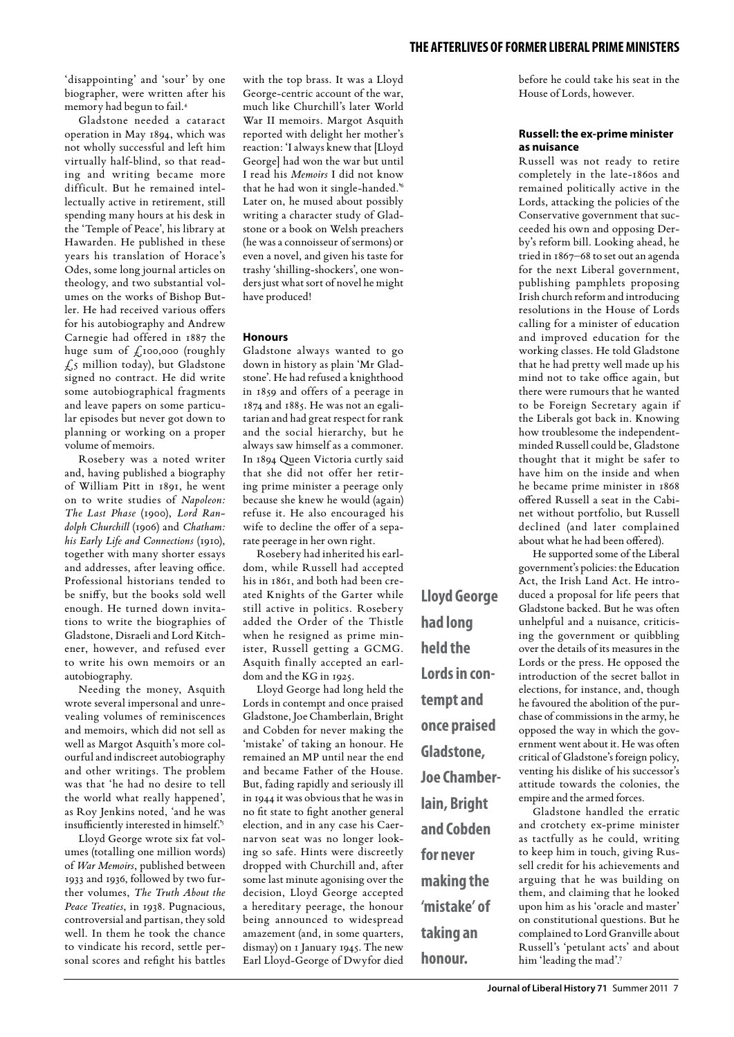'disappointing' and 'sour' by one biographer, were written after his memory had begun to fail.[4]

Gladstone needed a cataract operation in May 1894, which was not wholly successful and left him virtually half-blind, so that reading and writing became more difficult. But he remained intellectually active in retirement, still spending many hours at his desk in the 'Temple of Peace', his library at Hawarden. He published in these years his translation of Horace's Odes, some long journal articles on theology, and two substantial volumes on the works of Bishop Butler. He had received various offers for his autobiography and Andrew Carnegie had offered in 1887 the huge sum of £100,000 (roughly £5 million today), but Gladstone signed no contract. He did write some autobiographical fragments and leave papers on some particular episodes but never got down to planning or working on a proper volume of memoirs.

Rosebery was a noted writer and, having published a biography of William Pitt in 1891, he went on to write studies of *Napoleon: The Last Phase* (1900), *Lord Randolph Churchill* (1906) and *Chatham: his Early Life and Connections* (1910), together with many shorter essays and addresses, after leaving office. Professional historians tended to be sniffy, but the books sold well enough. He turned down invitations to write the biographies of Gladstone, Disraeli and Lord Kitchener, however, and refused ever to write his own memoirs or an autobiography.

Needing the money, Asquith wrote several impersonal and unrevealing volumes of reminiscences and memoirs, which did not sell as well as Margot Asquith's more colourful and indiscreet autobiography and other writings. The problem was that 'he had no desire to tell the world what really happened', as Roy Jenkins noted, 'and he was insufficiently interested in himself.'[5]

Lloyd George wrote six fat volumes (totalling one million words) of *War Memoirs*, published between 1933 and 1936, followed by two further volumes, *The Truth About the Peace Treaties*, in 1938. Pugnacious, controversial and partisan, they sold well. In them he took the chance to vindicate his record, settle personal scores and refight his battles with the top brass. It was a Lloyd George-centric account of the war, much like Churchill's later World War II memoirs. Margot Asquith reported with delight her mother's reaction: 'I always knew that [Lloyd George] had won the war but until I read his *Memoirs* I did not know that he had won it single-handed.'[6] Later on, he mused about possibly writing a character study of Gladstone or a book on Welsh preachers (he was a connoisseur of sermons) or even a novel, and given his taste for trashy 'shilling-shockers', one wonders just what sort of novel he might have produced!

### Honours

Gladstone always wanted to go down in history as plain 'Mr Gladstone'. He had refused a knighthood in 1859 and offers of a peerage in 1874 and 1885. He was not an egalitarian and had great respect for rank and the social hierarchy, but he always saw himself as a commoner. In 1894 Queen Victoria curtly said that she did not offer her retiring prime minister a peerage only because she knew he would (again) refuse it. He also encouraged his wife to decline the offer of a separate peerage in her own right.

Rosebery had inherited his earldom, while Russell had accepted his in 1861, and both had been created Knights of the Garter while still active in politics. Rosebery added the Order of the Thistle when he resigned as prime minister, Russell getting a GCMG. Asquith finally accepted an earldom and the KG in 1925.

Lloyd George had long held the Lords in contempt and once praised Gladstone, Joe Chamberlain, Bright and Cobden for never making the 'mistake' of taking an honour. He remained an MP until near the end and became Father of the House. But, fading rapidly and seriously ill in 1944 it was obvious that he was in no fit state to fight another general election, and in any case his Caernarvon seat was no longer looking so safe. Hints were discreetly dropped with Churchill and, after some last minute agonising over the decision, Lloyd George accepted a hereditary peerage, the honour being announced to widespread amazement (and, in some quarters, dismay) on 1 January 1945. The new Earl Lloyd-George of Dwyfor died before he could take his seat in the House of Lords, however.

**Lloyd George had long held the Lords in contempt and once praised Gladstone, Joe Chamberlain, Bright and Cobden for never making the 'mistake' of taking an honour.**

### Russell: the ex-prime minister as nuisance

Russell was not ready to retire completely in the late-1860s and remained politically active in the Lords, attacking the policies of the Conservative government that succeeded his own and opposing Derby's reform bill. Looking ahead, he tried in 1867–68 to set out an agenda for the next Liberal government, publishing pamphlets proposing Irish church reform and introducing resolutions in the House of Lords calling for a minister of education and improved education for the working classes. He told Gladstone that he had pretty well made up his mind not to take office again, but there were rumours that he wanted to be Foreign Secretary again if the Liberals got back in. Knowing how troublesome the independent-minded Russell could be, Gladstone thought that it might be safer to have him on the inside and when he became prime minister in 1868 offered Russell a seat in the Cabinet without portfolio, but Russell declined (and later complained about what he had been offered).

He supported some of the Liberal government's policies: the Education Act, the Irish Land Act. He introduced a proposal for life peers that Gladstone backed. But he was often unhelpful and a nuisance, criticising the government or quibbling over the details of its measures in the Lords or the press. He opposed the introduction of the secret ballot in elections, for instance, and, though he favoured the abolition of the purchase of commissions in the army, he opposed the way in which the government went about it. He was often critical of Gladstone's foreign policy, venting his dislike of his successor's attitude towards the colonies, the empire and the armed forces.

Gladstone handled the erratic and crotchety ex-prime minister as tactfully as he could, writing to keep him in touch, giving Russell credit for his achievements and arguing that he was building on them, and claiming that he looked upon him as his 'oracle and master' on constitutional questions. But he complained to Lord Granville about Russell's 'petulant acts' and about him 'leading the mad'.[7]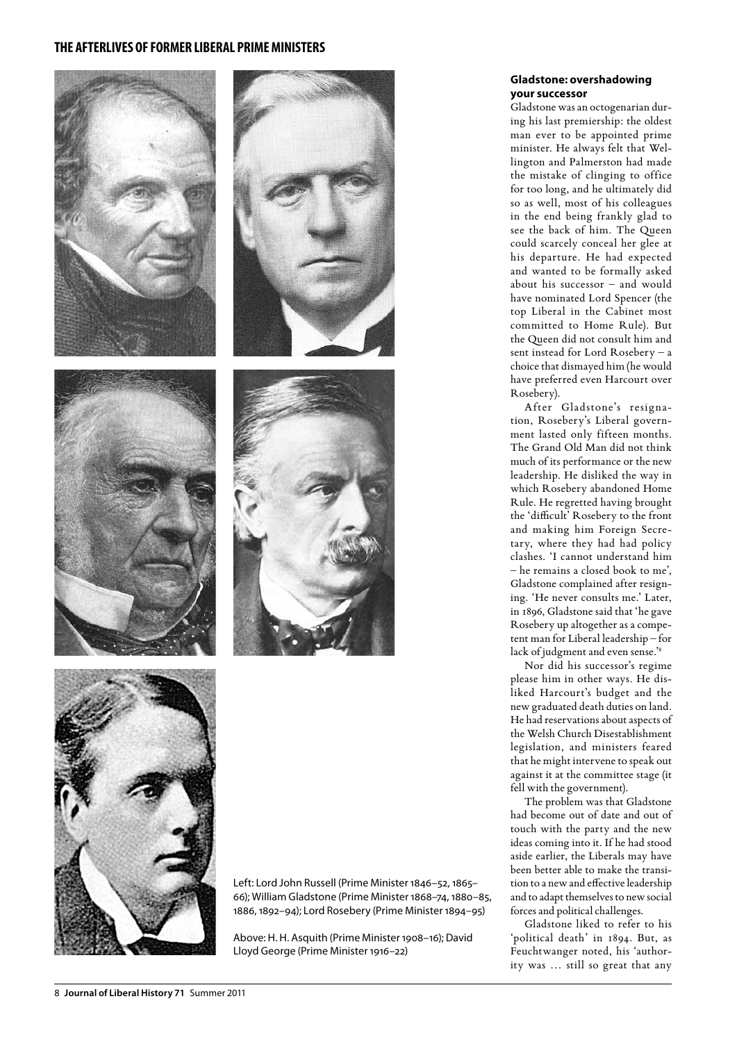Left: Lord John Russell (Prime Minister 1846–52, 1865–66); William Gladstone (Prime Minister 1868–74, 1880–85, 1886, 1892–94); Lord Rosebery (Prime Minister 1894–95)

Above: H. H. Asquith (Prime Minister 1908–16); David Lloyd George (Prime Minister 1916–22)

### Gladstone: overshadowing your successor

Gladstone was an octogenarian during his last premiership: the oldest man ever to be appointed prime minister. He always felt that Wellington and Palmerston had made the mistake of clinging to office for too long, and he ultimately did so as well, most of his colleagues in the end being frankly glad to see the back of him. The Queen could scarcely conceal her glee at his departure. He had expected and wanted to be formally asked about his successor – and would have nominated Lord Spencer (the top Liberal in the Cabinet most committed to Home Rule). But the Queen did not consult him and sent instead for Lord Rosebery – a choice that dismayed him (he would have preferred even Harcourt over Rosebery).

After Gladstone's resignation, Rosebery's Liberal government lasted only fifteen months. The Grand Old Man did not think much of its performance or the new leadership. He disliked the way in which Rosebery abandoned Home Rule. He regretted having brought the 'difficult' Rosebery to the front and making him Foreign Secretary, where they had had policy clashes. 'I cannot understand him – he remains a closed book to me', Gladstone complained after resigning. 'He never consults me.' Later, in 1896, Gladstone said that 'he gave Rosebery up altogether as a competent man for Liberal leadership – for lack of judgment and even sense.'[8]

Nor did his successor's regime please him in other ways. He disliked Harcourt's budget and the new graduated death duties on land. He had reservations about aspects of the Welsh Church Disestablishment legislation, and ministers feared that he might intervene to speak out against it at the committee stage (it fell with the government).

The problem was that Gladstone had become out of date and out of touch with the party and the new ideas coming into it. If he had stood aside earlier, the Liberals may have been better able to make the transition to a new and effective leadership and to adapt themselves to new social forces and political challenges.

Gladstone liked to refer to his 'political death' in 1894. But, as Feuchtwanger noted, his 'authority was … still so great that any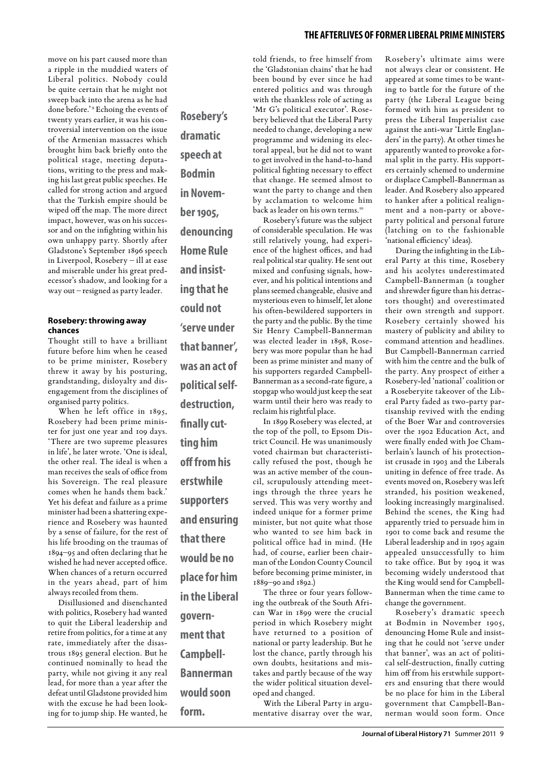move on his part caused more than a ripple in the muddied waters of Liberal politics. Nobody could be quite certain that he might not sweep back into the arena as he had done before.'[9] Echoing the events of twenty years earlier, it was his controversial intervention on the issue of the Armenian massacres which brought him back briefly onto the political stage, meeting deputations, writing to the press and making his last great public speeches. He called for strong action and argued that the Turkish empire should be wiped off the map. The more direct impact, however, was on his successor and on the infighting within his own unhappy party. Shortly after Gladstone's September 1896 speech in Liverpool, Rosebery – ill at ease and miserable under his great predecessor's shadow, and looking for a way out – resigned as party leader.

#### Rosebery: throwing away chances

Thought still to have a brilliant future before him when he ceased to be prime minister, Rosebery threw it away by his posturing, grandstanding, disloyalty and disengagement from the disciplines of organised party politics.

When he left office in 1895, Rosebery had been prime minister for just one year and 109 days. 'There are two supreme pleasures in life', he later wrote. 'One is ideal, the other real. The ideal is when a man receives the seals of office from his Sovereign. The real pleasure comes when he hands them back.' Yet his defeat and failure as a prime minister had been a shattering experience and Rosebery was haunted by a sense of failure, for the rest of his life brooding on the traumas of 1894–95 and often declaring that he wished he had never accepted office. When chances of a return occurred in the years ahead, part of him always recoiled from them.

Disillusioned and disenchanted with politics, Rosebery had wanted to quit the Liberal leadership and retire from politics, for a time at any rate, immediately after the disastrous 1895 general election. But he continued nominally to head the party, while not giving it any real lead, for more than a year after the defeat until Gladstone provided him with the excuse he had been looking for to jump ship. He wanted, he told friends, to free himself from the 'Gladstonian chains' that he had been bound by ever since he had entered politics and was through with the thankless role of acting as 'Mr G's political executor'. Rosebery believed that the Liberal Party needed to change, developing a new programme and widening its electoral appeal, but he did not to want to get involved in the hand-to-hand political fighting necessary to effect that change. He seemed almost to want the party to change and then by acclamation to welcome him back as leader on his own terms.[10]

**Rosebery's dramatic speech at Bodmin in November 1905, denouncing Home Rule and insisting that he could not 'serve under that banner', was an act of political self-destruction, finally cutting him off from his erstwhile supporters and ensuring that there would be no place for him in the Liberal government that Campbell-Bannerman would soon form.**

Rosebery's future was the subject of considerable speculation. He was still relatively young, had experience of the highest offices, and had real political star quality. He sent out mixed and confusing signals, however, and his political intentions and plans seemed changeable, elusive and mysterious even to himself, let alone his often-bewildered supporters in the party and the public. By the time Sir Henry Campbell-Bannerman was elected leader in 1898, Rosebery was more popular than he had been as prime minister and many of his supporters regarded Campbell-Bannerman as a second-rate figure, a stopgap who would just keep the seat warm until their hero was ready to reclaim his rightful place.

In 1899 Rosebery was elected, at the top of the poll, to Epsom District Council. He was unanimously voted chairman but characteristically refused the post, though he was an active member of the council, scrupulously attending meetings through the three years he served. This was very worthy and indeed unique for a former prime minister, but not quite what those who wanted to see him back in political office had in mind. (He had, of course, earlier been chairman of the London County Council before becoming prime minister, in 1889–90 and 1892.)

The three or four years following the outbreak of the South African War in 1899 were the crucial period in which Rosebery might have returned to a position of national or party leadership. But he lost the chance, partly through his own doubts, hesitations and mistakes and partly because of the way the wider political situation developed and changed.

With the Liberal Party in argumentative disarray over the war, Rosebery's ultimate aims were not always clear or consistent. He appeared at some times to be wanting to battle for the future of the party (the Liberal League being formed with him as president to press the Liberal Imperialist case against the anti-war 'Little Englanders' in the party). At other times he apparently wanted to provoke a formal split in the party. His supporters certainly schemed to undermine or displace Campbell-Bannerman as leader. And Rosebery also appeared to hanker after a political realignment and a non-party or above-party political and personal future (latching on to the fashionable 'national efficiency' ideas).

During the infighting in the Liberal Party at this time, Rosebery and his acolytes underestimated Campbell-Bannerman (a tougher and shrewder figure than his detractors thought) and overestimated their own strength and support. Rosebery certainly showed his mastery of publicity and ability to command attention and headlines. But Campbell-Bannerman carried with him the centre and the bulk of the party. Any prospect of either a Rosebery-led 'national' coalition or a Roseberyite takeover of the Liberal Party faded as two-party partisanship revived with the ending of the Boer War and controversies over the 1902 Education Act, and were finally ended with Joe Chamberlain's launch of his protectionist crusade in 1903 and the Liberals uniting in defence of free trade. As events moved on, Rosebery was left stranded, his position weakened, looking increasingly marginalised. Behind the scenes, the King had apparently tried to persuade him in 1901 to come back and resume the Liberal leadership and in 1905 again appealed unsuccessfully to him to take office. But by 1904 it was becoming widely understood that the King would send for Campbell-Bannerman when the time came to change the government.

Rosebery's dramatic speech at Bodmin in November 1905, denouncing Home Rule and insisting that he could not 'serve under that banner', was an act of political self-destruction, finally cutting him off from his erstwhile supporters and ensuring that there would be no place for him in the Liberal government that Campbell-Bannerman would soon form. Once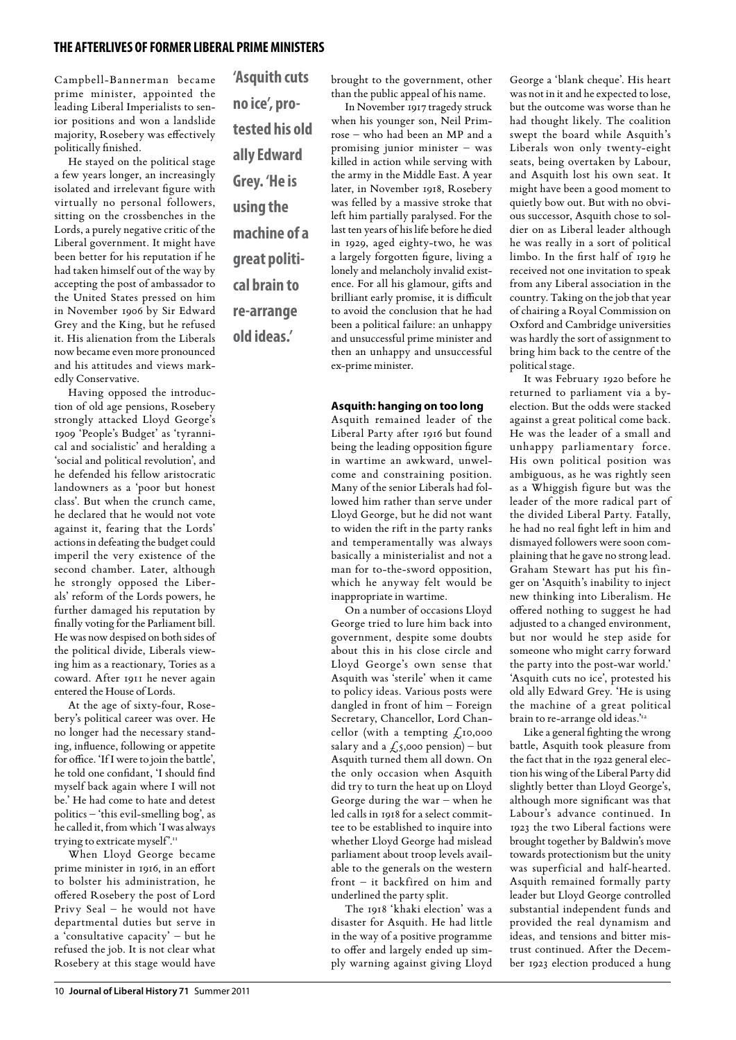Campbell-Bannerman became prime minister, appointed the leading Liberal Imperialists to senior positions and won a landslide majority, Rosebery was effectively politically finished.

He stayed on the political stage a few years longer, an increasingly isolated and irrelevant figure with virtually no personal followers, sitting on the crossbenches in the Lords, a purely negative critic of the Liberal government. It might have been better for his reputation if he had taken himself out of the way by accepting the post of ambassador to the United States pressed on him in November 1906 by Sir Edward Grey and the King, but he refused it. His alienation from the Liberals now became even more pronounced and his attitudes and views markedly Conservative.

Having opposed the introduction of old age pensions, Rosebery strongly attacked Lloyd George's 1909 'People's Budget' as 'tyrannical and socialistic' and heralding a 'social and political revolution', and he defended his fellow aristocratic landowners as a 'poor but honest class'. But when the crunch came, he declared that he would not vote against it, fearing that the Lords' actions in defeating the budget could imperil the very existence of the second chamber. Later, although he strongly opposed the Liberals' reform of the Lords powers, he further damaged his reputation by finally voting for the Parliament bill. He was now despised on both sides of the political divide, Liberals viewing him as a reactionary, Tories as a coward. After 1911 he never again entered the House of Lords.

At the age of sixty-four, Rosebery's political career was over. He no longer had the necessary standing, influence, following or appetite for office. 'If I were to join the battle', he told one confidant, 'I should find myself back again where I will not be.' He had come to hate and detest politics – 'this evil-smelling bog', as he called it, from which 'I was always trying to extricate myself'.[11]

When Lloyd George became prime minister in 1916, in an effort to bolster his administration, he offered Rosebery the post of Lord Privy Seal – he would not have departmental duties but serve in a 'consultative capacity' – but he refused the job. It is not clear what Rosebery at this stage would have brought to the government, other than the public appeal of his name.

In November 1917 tragedy struck when his younger son, Neil Primrose – who had been an MP and a promising junior minister – was killed in action while serving with the army in the Middle East. A year later, in November 1918, Rosebery was felled by a massive stroke that left him partially paralysed. For the last ten years of his life before he died in 1929, aged eighty-two, he was a largely forgotten figure, living a lonely and melancholy invalid existence. For all his glamour, gifts and brilliant early promise, it is difficult to avoid the conclusion that he had been a political failure: an unhappy and unsuccessful prime minister and then an unhappy and unsuccessful ex-prime minister.

## Asquith: hanging on too long

Asquith remained leader of the Liberal Party after 1916 but found being the leading opposition figure in wartime an awkward, unwelcome and constraining position. Many of the senior Liberals had followed him rather than serve under Lloyd George, but he did not want to widen the rift in the party ranks and temperamentally was always basically a ministerialist and not a man for to-the-sword opposition, which he anyway felt would be inappropriate in wartime.

On a number of occasions Lloyd George tried to lure him back into government, despite some doubts about this in his close circle and Lloyd George's own sense that Asquith was 'sterile' when it came to policy ideas. Various posts were dangled in front of him – Foreign Secretary, Chancellor, Lord Chancellor (with a tempting £10,000 salary and a £5,000 pension) – but Asquith turned them all down. On the only occasion when Asquith did try to turn the heat up on Lloyd George during the war – when he led calls in 1918 for a select committee to be established to inquire into whether Lloyd George had mislead parliament about troop levels available to the generals on the western front – it backfired on him and underlined the party split.

The 1918 'khaki election' was a disaster for Asquith. He had little in the way of a positive programme to offer and largely ended up simply warning against giving Lloyd George a 'blank cheque'. His heart was not in it and he expected to lose, but the outcome was worse than he had thought likely. The coalition swept the board while Asquith's Liberals won only twenty-eight seats, being overtaken by Labour, and Asquith lost his own seat. It might have been a good moment to quietly bow out. But with no obvious successor, Asquith chose to soldier on as Liberal leader although he was really in a sort of political limbo. In the first half of 1919 he received not one invitation to speak from any Liberal association in the country. Taking on the job that year of chairing a Royal Commission on Oxford and Cambridge universities was hardly the sort of assignment to bring him back to the centre of the political stage.

It was February 1920 before he returned to parliament via a by-election. But the odds were stacked against a great political come back. He was the leader of a small and unhappy parliamentary force. His own political position was ambiguous, as he was rightly seen as a Whiggish figure but was the leader of the more radical part of the divided Liberal Party. Fatally, he had no real fight left in him and dismayed followers were soon complaining that he gave no strong lead. Graham Stewart has put his finger on 'Asquith's inability to inject new thinking into Liberalism. He offered nothing to suggest he had adjusted to a changed environment, but nor would he step aside for someone who might carry forward the party into the post-war world.' 'Asquith cuts no ice', protested his old ally Edward Grey. 'He is using the machine of a great political brain to re-arrange old ideas.'[12]

> 'Asquith cuts no ice', protested his old ally Edward Grey. 'He is using the machine of a great political brain to re-arrange old ideas.'

Like a general fighting the wrong battle, Asquith took pleasure from the fact that in the 1922 general election his wing of the Liberal Party did slightly better than Lloyd George's, although more significant was that Labour's advance continued. In 1923 the two Liberal factions were brought together by Baldwin's move towards protectionism but the unity was superficial and half-hearted. Asquith remained formally party leader but Lloyd George controlled substantial independent funds and provided the real dynamism and ideas, and tensions and bitter mistrust continued. After the December 1923 election produced a hung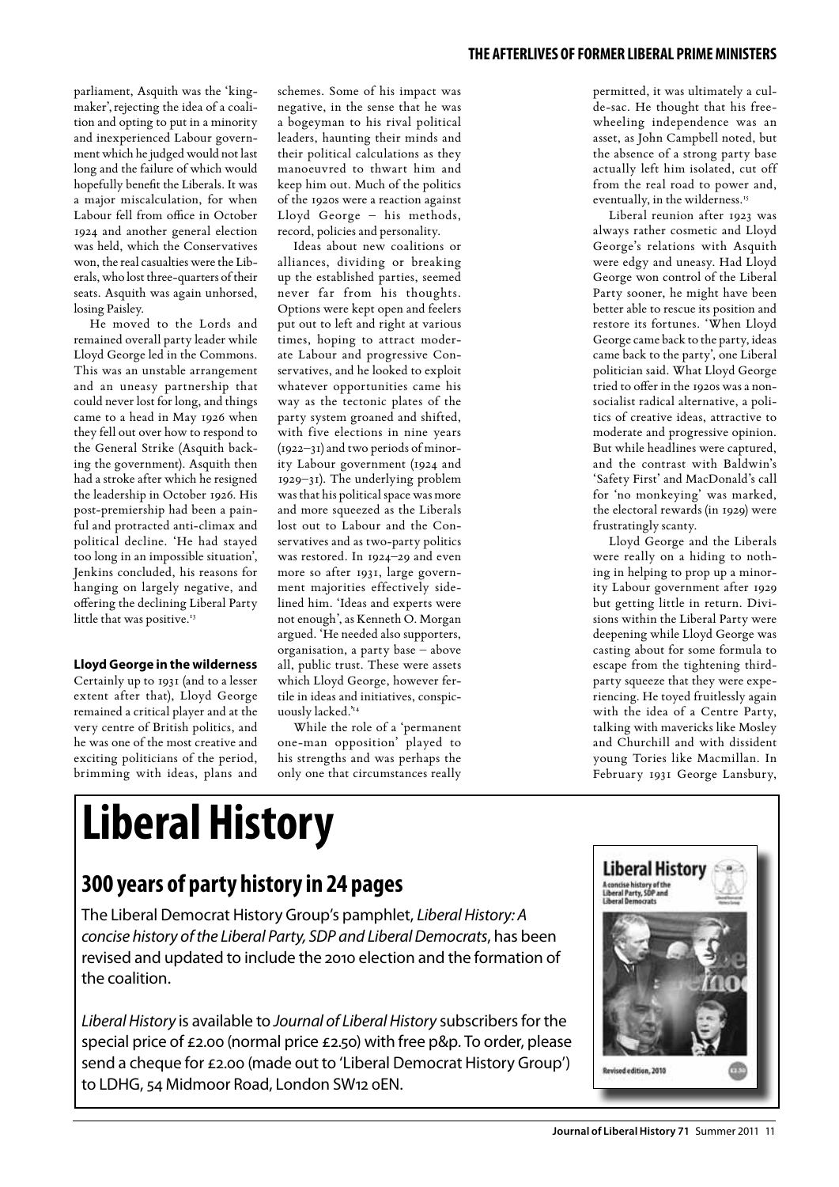parliament, Asquith was the 'kingmaker', rejecting the idea of a coalition and opting to put in a minority and inexperienced Labour government which he judged would not last long and the failure of which would hopefully benefit the Liberals. It was a major miscalculation, for when Labour fell from office in October 1924 and another general election was held, which the Conservatives won, the real casualties were the Liberals, who lost three-quarters of their seats. Asquith was again unhorsed, losing Paisley.

He moved to the Lords and remained overall party leader while Lloyd George led in the Commons. This was an unstable arrangement and an uneasy partnership that could never lost for long, and things came to a head in May 1926 when they fell out over how to respond to the General Strike (Asquith backing the government). Asquith then had a stroke after which he resigned the leadership in October 1926. His post-premiership had been a painful and protracted anti-climax and political decline. 'He had stayed too long in an impossible situation', Jenkins concluded, his reasons for hanging on largely negative, and offering the declining Liberal Party little that was positive.[13]

### Lloyd George in the wilderness

Certainly up to 1931 (and to a lesser extent after that), Lloyd George remained a critical player and at the very centre of British politics, and he was one of the most creative and exciting politicians of the period, brimming with ideas, plans and schemes. Some of his impact was negative, in the sense that he was a bogeyman to his rival political leaders, haunting their minds and their political calculations as they manoeuvred to thwart him and keep him out. Much of the politics of the 1920s were a reaction against Lloyd George – his methods, record, policies and personality.

Ideas about new coalitions or alliances, dividing or breaking up the established parties, seemed never far from his thoughts. Options were kept open and feelers put out to left and right at various times, hoping to attract moderate Labour and progressive Conservatives, and he looked to exploit whatever opportunities came his way as the tectonic plates of the party system groaned and shifted, with five elections in nine years (1922–31) and two periods of minority Labour government (1924 and 1929–31). The underlying problem was that his political space was more and more squeezed as the Liberals lost out to Labour and the Conservatives and as two-party politics was restored. In 1924–29 and even more so after 1931, large government majorities effectively sidelined him. 'Ideas and experts were not enough', as Kenneth O. Morgan argued. 'He needed also supporters, organisation, a party base – above all, public trust. These were assets which Lloyd George, however fertile in ideas and initiatives, conspicuously lacked.'[14]

While the role of a 'permanent one-man opposition' played to his strengths and was perhaps the only one that circumstances really permitted, it was ultimately a cul-de-sac. He thought that his free-wheeling independence was an asset, as John Campbell noted, but the absence of a strong party base actually left him isolated, cut off from the real road to power and, eventually, in the wilderness.[15]

Liberal reunion after 1923 was always rather cosmetic and Lloyd George's relations with Asquith were edgy and uneasy. Had Lloyd George won control of the Liberal Party sooner, he might have been better able to rescue its position and restore its fortunes. 'When Lloyd George came back to the party, ideas came back to the party', one Liberal politician said. What Lloyd George tried to offer in the 1920s was a non-socialist radical alternative, a politics of creative ideas, attractive to moderate and progressive opinion. But while headlines were captured, and the contrast with Baldwin's 'Safety First' and MacDonald's call for 'no monkeying' was marked, the electoral rewards (in 1929) were frustratingly scanty.

Lloyd George and the Liberals were really on a hiding to nothing in helping to prop up a minority Labour government after 1929 but getting little in return. Divisions within the Liberal Party were deepening while Lloyd George was casting about for some formula to escape from the tightening third-party squeeze that they were experiencing. He toyed fruitlessly again with the idea of a Centre Party, talking with mavericks like Mosley and Churchill and with dissident young Tories like Macmillan. In February 1931 George Lansbury,

# Liberal History

## 300 years of party history in 24 pages

The Liberal Democrat History Group's pamphlet, *Liberal History: A concise history of the Liberal Party, SDP and Liberal Democrats*, has been revised and updated to include the 2010 election and the formation of the coalition.

*Liberal History* is available to *Journal of Liberal History* subscribers for the special price of £2.00 (normal price £2.50) with free p&p. To order, please send a cheque for £2.00 (made out to 'Liberal Democrat History Group') to LDHG, 54 Midmoor Road, London SW12 0EN.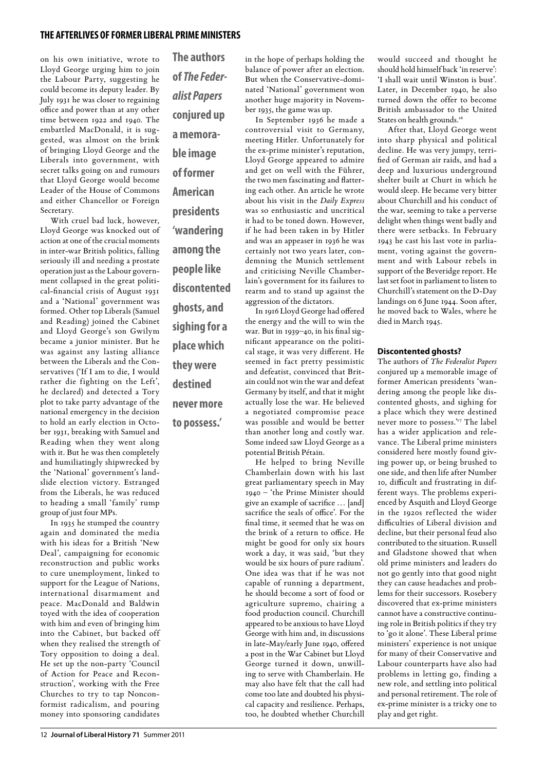on his own initiative, wrote to Lloyd George urging him to join the Labour Party, suggesting he could become its deputy leader. By July 1931 he was closer to regaining office and power than at any other time between 1922 and 1940. The embattled MacDonald, it is suggested, was almost on the brink of bringing Lloyd George and the Liberals into government, with secret talks going on and rumours that Lloyd George would become Leader of the House of Commons and either Chancellor or Foreign Secretary.

With cruel bad luck, however, Lloyd George was knocked out of action at one of the crucial moments in inter-war British politics, falling seriously ill and needing a prostate operation just as the Labour government collapsed in the great political-financial crisis of August 1931 and a 'National' government was formed. Other top Liberals (Samuel and Reading) joined the Cabinet and Lloyd George's son Gwilym became a junior minister. But he was against any lasting alliance between the Liberals and the Conservatives ('If I am to die, I would rather die fighting on the Left', he declared) and detected a Tory plot to take party advantage of the national emergency in the decision to hold an early election in October 1931, breaking with Samuel and Reading when they went along with it. But he was then completely and humiliatingly shipwrecked by the 'National' government's landslide election victory. Estranged from the Liberals, he was reduced to heading a small 'family' rump group of just four MPs.

In 1935 he stumped the country again and dominated the media with his ideas for a British 'New Deal', campaigning for economic reconstruction and public works to cure unemployment, linked to support for the League of Nations, international disarmament and peace. MacDonald and Baldwin toyed with the idea of cooperation with him and even of bringing him into the Cabinet, but backed off when they realised the strength of Tory opposition to doing a deal. He set up the non-party 'Council of Action for Peace and Reconstruction', working with the Free Churches to try to tap Nonconformist radicalism, and pouring money into sponsoring candidates in the hope of perhaps holding the balance of power after an election. But when the Conservative-dominated 'National' government won another huge majority in November 1935, the game was up.

**The authors of *The Federalist Papers* conjured up a memorable image of former American presidents 'wandering among the people like discontented ghosts, and sighing for a place which they were destined never more to possess.'**

In September 1936 he made a controversial visit to Germany, meeting Hitler. Unfortunately for the ex-prime minister's reputation, Lloyd George appeared to admire and get on well with the Führer, the two men fascinating and flattering each other. An article he wrote about his visit in the *Daily Express* was so enthusiastic and uncritical it had to be toned down. However, if he had been taken in by Hitler and was an appeaser in 1936 he was certainly not two years later, condemning the Munich settlement and criticising Neville Chamberlain's government for its failures to rearm and to stand up against the aggression of the dictators.

In 1916 Lloyd George had offered the energy and the will to win the war. But in 1939–40, in his final significant appearance on the political stage, it was very different. He seemed in fact pretty pessimistic and defeatist, convinced that Britain could not win the war and defeat Germany by itself, and that it might actually lose the war. He believed a negotiated compromise peace was possible and would be better than another long and costly war. Some indeed saw Lloyd George as a potential British Pétain.

He helped to bring Neville Chamberlain down with his last great parliamentary speech in May 1940 – 'the Prime Minister should give an example of sacrifice … [and] sacrifice the seals of office'. For the final time, it seemed that he was on the brink of a return to office. He might be good for only six hours work a day, it was said, 'but they would be six hours of pure radium'. One idea was that if he was not capable of running a department, he should become a sort of food or agriculture supremo, chairing a food production council. Churchill appeared to be anxious to have Lloyd George with him and, in discussions in late-May/early June 1940, offered a post in the War Cabinet but Lloyd George turned it down, unwilling to serve with Chamberlain. He may also have felt that the call had come too late and doubted his physical capacity and resilience. Perhaps, too, he doubted whether Churchill would succeed and thought he should hold himself back 'in reserve': 'I shall wait until Winston is bust'. Later, in December 1940, he also turned down the offer to become British ambassador to the United States on health grounds.[16]

After that, Lloyd George went into sharp physical and political decline. He was very jumpy, terrified of German air raids, and had a deep and luxurious underground shelter built at Churt in which he would sleep. He became very bitter about Churchill and his conduct of the war, seeming to take a perverse delight when things went badly and there were setbacks. In February 1943 he cast his last vote in parliament, voting against the government and with Labour rebels in support of the Beveridge report. He last set foot in parliament to listen to Churchill's statement on the D-Day landings on 6 June 1944. Soon after, he moved back to Wales, where he died in March 1945.

### Discontented ghosts?

The authors of *The Federalist Papers* conjured up a memorable image of former American presidents 'wandering among the people like discontented ghosts, and sighing for a place which they were destined never more to possess.'[17] The label has a wider application and relevance. The Liberal prime ministers considered here mostly found giving power up, or being brushed to one side, and then life after Number 10, difficult and frustrating in different ways. The problems experienced by Asquith and Lloyd George in the 1920s reflected the wider difficulties of Liberal division and decline, but their personal feud also contributed to the situation. Russell and Gladstone showed that when old prime ministers and leaders do not go gently into that good night they can cause headaches and problems for their successors. Rosebery discovered that ex-prime ministers cannot have a constructive continuing role in British politics if they try to 'go it alone'. These Liberal prime ministers' experience is not unique for many of their Conservative and Labour counterparts have also had problems in letting go, finding a new role, and settling into political and personal retirement. The role of ex-prime minister is a tricky one to play and get right.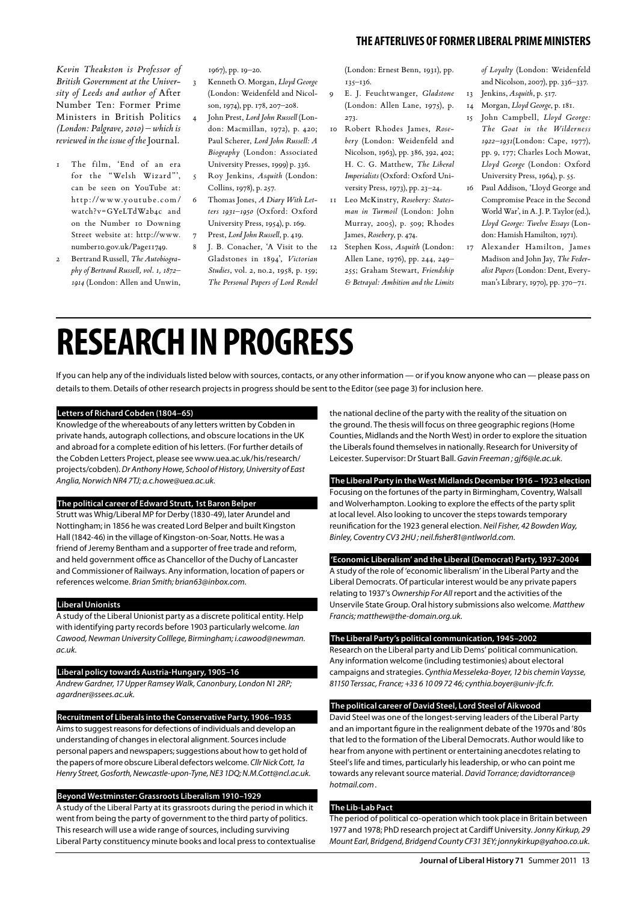*Kevin Theakston is Professor of British Government at the University of Leeds and author of* After Number Ten: Former Prime Ministers in British Politics *(London: Palgrave, 2010) – which is reviewed in the issue of the* Journal.

1. The film, 'End of an era for the "Welsh Wizard"', can be seen on YouTube at: http://www.youtube.com/watch?v=GYeLTdW2b4c and on the Number 10 Downing Street website at: http://www.number10.gov.uk/Page11749.
2. Bertrand Russell, *The Autobiography of Bertrand Russell, vol. 1, 1872–1914* (London: Allen and Unwin, 1967), pp. 19–20.
3. Kenneth O. Morgan, *Lloyd George* (London: Weidenfeld and Nicolson, 1974), pp. 178, 207–208.
4. John Prest, *Lord John Russell* (London: Macmillan, 1972), p. 420; Paul Scherer, *Lord John Russell: A Biography* (London: Associated University Presses, 1999) p. 336.
5. Roy Jenkins, *Asquith* (London: Collins, 1978), p. 257.
6. Thomas Jones, *A Diary With Letters 1931–1950* (Oxford: Oxford University Press, 1954), p. 169.
7. Prest, *Lord John Russell*, p. 419.
8. J. B. Conacher, 'A Visit to the Gladstones in 1894', *Victorian Studies*, vol. 2, no.2, 1958, p. 159; *The Personal Papers of Lord Rendel* (London: Ernest Benn, 1931), pp. 135–136.
9. E. J. Feuchtwanger, *Gladstone* (London: Allen Lane, 1975), p. 273.
10. Robert Rhodes James, *Rosebery* (London: Weidenfeld and Nicolson, 1963), pp. 386, 392, 402; H. C. G. Matthew, *The Liberal Imperialists* (Oxford: Oxford University Press, 1973), pp. 23–24.
11. Leo McKinstry, *Rosebery: Statesman in Turmoil* (London: John Murray, 2005), p. 509; Rhodes James, *Rosebery*, p. 474.
12. Stephen Koss, *Asquith* (London: Allen Lane, 1976), pp. 244, 249–255; Graham Stewart, *Friendship & Betrayal: Ambition and the Limits of Loyalty* (London: Weidenfeld and Nicolson, 2007), pp. 336–337.
13. Jenkins, *Asquith*, p. 517.
14. Morgan, *Lloyd George*, p. 181.
15. John Campbell, *Lloyd George: The Goat in the Wilderness 1922–1931*(London: Cape, 1977), pp. 9, 177; Charles Loch Mowat, *Lloyd George* (London: Oxford University Press, 1964), p. 55.
16. Paul Addison, 'Lloyd George and Compromise Peace in the Second World War', in A. J. P. Taylor (ed.), *Lloyd George: Twelve Essays* (London: Hamish Hamilton, 1971).
17. Alexander Hamilton, James Madison and John Jay, *The Federalist Papers* (London: Dent, Everyman's Library, 1970), pp. 370–71.

# RESEARCH IN PROGRESS

If you can help any of the individuals listed below with sources, contacts, or any other information — or if you know anyone who can — please pass on details to them. Details of other research projects in progress should be sent to the Editor (see page 3) for inclusion here.

### Letters of Richard Cobden (1804–65)

Knowledge of the whereabouts of any letters written by Cobden in private hands, autograph collections, and obscure locations in the UK and abroad for a complete edition of his letters. (For further details of the Cobden Letters Project, please see www.uea.ac.uk/his/research/projects/cobden). *Dr Anthony Howe, School of History, University of East Anglia, Norwich NR4 7TJ; a.c.howe@uea.ac.uk.*

### The political career of Edward Strutt, 1st Baron Belper

Strutt was Whig/Liberal MP for Derby (1830-49), later Arundel and Nottingham; in 1856 he was created Lord Belper and built Kingston Hall (1842-46) in the village of Kingston-on-Soar, Notts. He was a friend of Jeremy Bentham and a supporter of free trade and reform, and held government office as Chancellor of the Duchy of Lancaster and Commissioner of Railways. Any information, location of papers or references welcome. *Brian Smith; brian63@inbox.com.*

### Liberal Unionists

A study of the Liberal Unionist party as a discrete political entity. Help with identifying party records before 1903 particularly welcome. *Ian Cawood, Newman University Colllege, Birmingham; i.cawood@newman.ac.uk.*

### Liberal policy towards Austria-Hungary, 1905–16

*Andrew Gardner, 17 Upper Ramsey Walk, Canonbury, London N1 2RP; agardner@ssees.ac.uk.*

### Recruitment of Liberals into the Conservative Party, 1906–1935

Aims to suggest reasons for defections of individuals and develop an understanding of changes in electoral alignment. Sources include personal papers and newspapers; suggestions about how to get hold of the papers of more obscure Liberal defectors welcome. *Cllr Nick Cott, 1a Henry Street, Gosforth, Newcastle-upon-Tyne, NE3 1DQ; N.M.Cott@ncl.ac.uk.*

### Beyond Westminster: Grassroots Liberalism 1910–1929

A study of the Liberal Party at its grassroots during the period in which it went from being the party of government to the third party of politics. This research will use a wide range of sources, including surviving Liberal Party constituency minute books and local press to contextualise the national decline of the party with the reality of the situation on the ground. The thesis will focus on three geographic regions (Home Counties, Midlands and the North West) in order to explore the situation the Liberals found themselves in nationally. Research for University of Leicester. Supervisor: Dr Stuart Ball. *Gavin Freeman ; gjf6@le.ac.uk.*

### The Liberal Party in the West Midlands December 1916 – 1923 election

Focusing on the fortunes of the party in Birmingham, Coventry, Walsall and Wolverhampton. Looking to explore the effects of the party split at local level. Also looking to uncover the steps towards temporary reunification for the 1923 general election. *Neil Fisher, 42 Bowden Way, Binley, Coventry CV3 2HU ; neil.fisher81@ntlworld.com.*

### 'Economic Liberalism' and the Liberal (Democrat) Party, 1937–2004

A study of the role of 'economic liberalism' in the Liberal Party and the Liberal Democrats. Of particular interest would be any private papers relating to 1937's *Ownership For All* report and the activities of the Unservile State Group. Oral history submissions also welcome. *Matthew Francis; matthew@the-domain.org.uk.*

### The Liberal Party's political communication, 1945–2002

Research on the Liberal party and Lib Dems' political communication. Any information welcome (including testimonies) about electoral campaigns and strategies. *Cynthia Messeleka-Boyer, 12 bis chemin Vaysse, 81150 Terssac, France; +33 6 10 09 72 46; cynthia.boyer@univ-jfc.fr.*

### The political career of David Steel, Lord Steel of Aikwood

David Steel was one of the longest-serving leaders of the Liberal Party and an important figure in the realignment debate of the 1970s and '80s that led to the formation of the Liberal Democrats. Author would like to hear from anyone with pertinent or entertaining anecdotes relating to Steel's life and times, particularly his leadership, or who can point me towards any relevant source material. *David Torrance; davidtorrance@hotmail.com .*

### The Lib-Lab Pact

The period of political co-operation which took place in Britain between 1977 and 1978; PhD research project at Cardiff University. *Jonny Kirkup, 29 Mount Earl, Bridgend, Bridgend County CF31 3EY; jonnykirkup@yahoo.co.uk.*